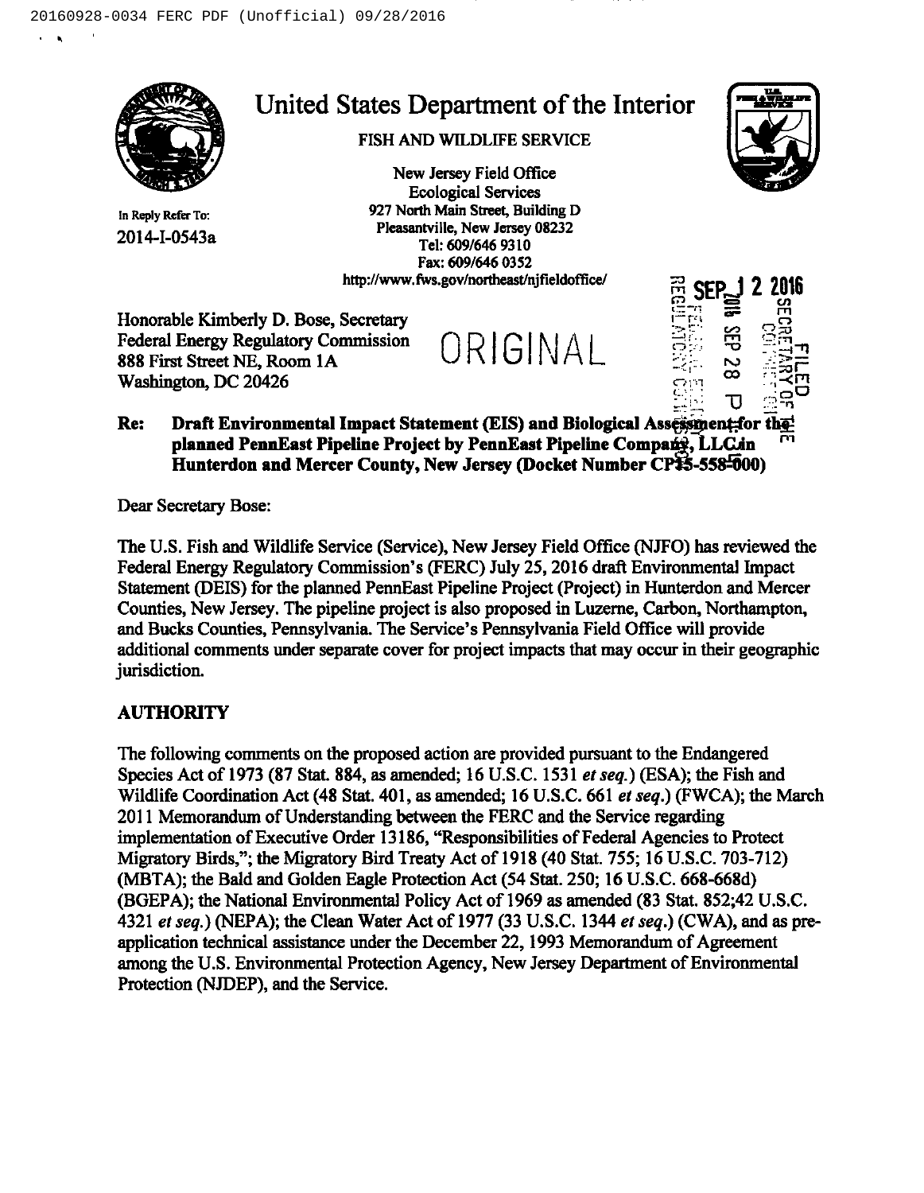# United States Department of the Interior

FISH AND WILDLIFE SERVICE

New Jersey Field Office
Ecological Services
927 North Main Street, Building D
Pleasantville, New Jersey 08232
Tel: 609/646 9310
Fax: 609/646 0352
http://www.fws.gov/northeast/njfieldoffice/

In Reply Refer To:
2014-I-0543a

SEP 12 2016

ORIGINAL

FILED
SECRETARY OF THE COMMISSION
2016 SEP 28 P
FEDERAL ENERGY REGULATORY COMMISSION

Honorable Kimberly D. Bose, Secretary
Federal Energy Regulatory Commission
888 First Street NE, Room 1A
Washington, DC 20426

**Re: Draft Environmental Impact Statement (EIS) and Biological Assessment for the planned PennEast Pipeline Project by PennEast Pipeline Company, LLC in Hunterdon and Mercer County, New Jersey (Docket Number CP15-558-000)**

Dear Secretary Bose:

The U.S. Fish and Wildlife Service (Service), New Jersey Field Office (NJFO) has reviewed the Federal Energy Regulatory Commission's (FERC) July 25, 2016 draft Environmental Impact Statement (DEIS) for the planned PennEast Pipeline Project (Project) in Hunterdon and Mercer Counties, New Jersey. The pipeline project is also proposed in Luzerne, Carbon, Northampton, and Bucks Counties, Pennsylvania. The Service's Pennsylvania Field Office will provide additional comments under separate cover for project impacts that may occur in their geographic jurisdiction.

## AUTHORITY

The following comments on the proposed action are provided pursuant to the Endangered Species Act of 1973 (87 Stat. 884, as amended; 16 U.S.C. 1531 *et seq.*) (ESA); the Fish and Wildlife Coordination Act (48 Stat. 401, as amended; 16 U.S.C. 661 *et seq.*) (FWCA); the March 2011 Memorandum of Understanding between the FERC and the Service regarding implementation of Executive Order 13186, "Responsibilities of Federal Agencies to Protect Migratory Birds,"; the Migratory Bird Treaty Act of 1918 (40 Stat. 755; 16 U.S.C. 703-712) (MBTA); the Bald and Golden Eagle Protection Act (54 Stat. 250; 16 U.S.C. 668-668d) (BGEPA); the National Environmental Policy Act of 1969 as amended (83 Stat. 852;42 U.S.C. 4321 *et seq.*) (NEPA); the Clean Water Act of 1977 (33 U.S.C. 1344 *et seq.*) (CWA), and as pre-application technical assistance under the December 22, 1993 Memorandum of Agreement among the U.S. Environmental Protection Agency, New Jersey Department of Environmental Protection (NJDEP), and the Service.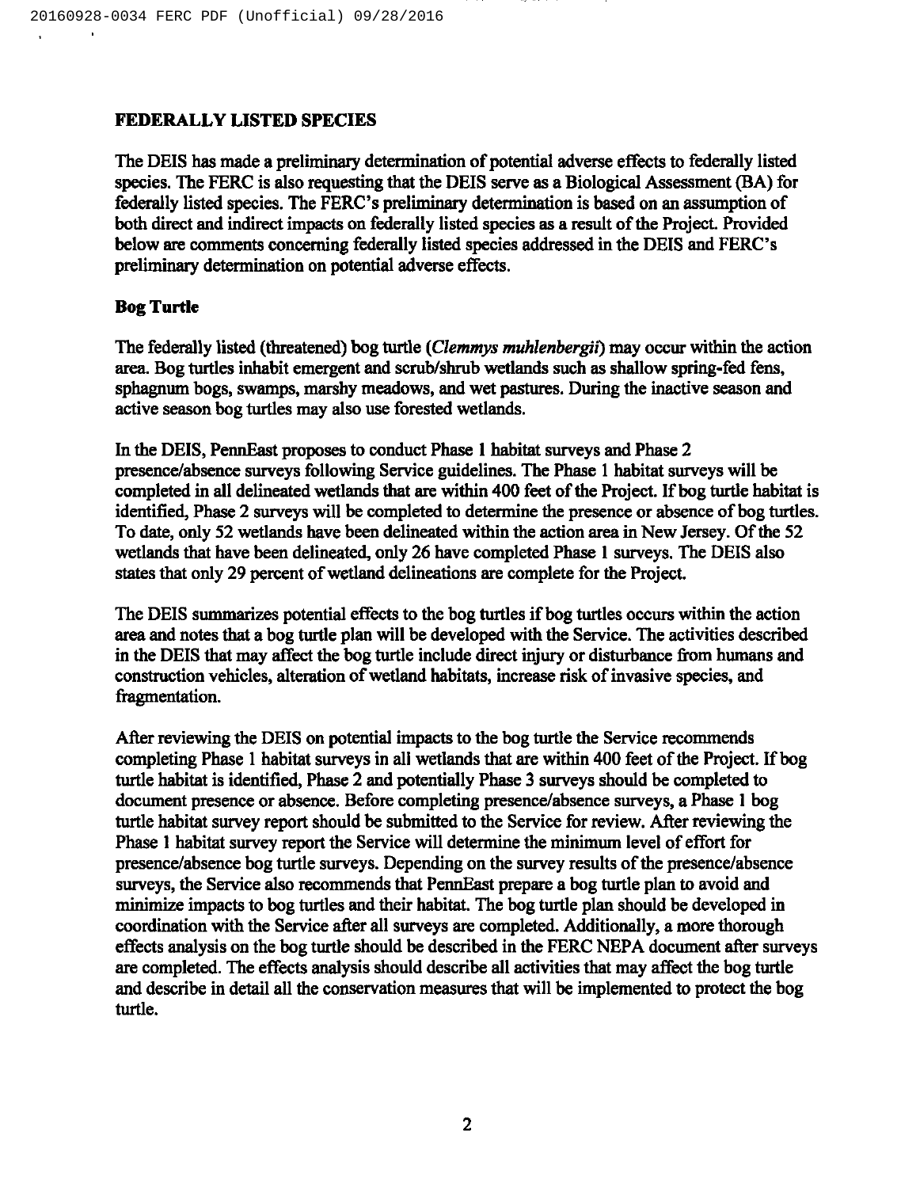## FEDERALLY LISTED SPECIES

The DEIS has made a preliminary determination of potential adverse effects to federally listed species. The FERC is also requesting that the DEIS serve as a Biological Assessment (BA) for federally listed species. The FERC's preliminary determination is based on an assumption of both direct and indirect impacts on federally listed species as a result of the Project. Provided below are comments concerning federally listed species addressed in the DEIS and FERC's preliminary determination on potential adverse effects.

### Bog Turtle

The federally listed (threatened) bog turtle (*Clemmys muhlenbergii*) may occur within the action area. Bog turtles inhabit emergent and scrub/shrub wetlands such as shallow spring-fed fens, sphagnum bogs, swamps, marshy meadows, and wet pastures. During the inactive season and active season bog turtles may also use forested wetlands.

In the DEIS, PennEast proposes to conduct Phase 1 habitat surveys and Phase 2 presence/absence surveys following Service guidelines. The Phase 1 habitat surveys will be completed in all delineated wetlands that are within 400 feet of the Project. If bog turtle habitat is identified, Phase 2 surveys will be completed to determine the presence or absence of bog turtles. To date, only 52 wetlands have been delineated within the action area in New Jersey. Of the 52 wetlands that have been delineated, only 26 have completed Phase 1 surveys. The DEIS also states that only 29 percent of wetland delineations are complete for the Project.

The DEIS summarizes potential effects to the bog turtles if bog turtles occurs within the action area and notes that a bog turtle plan will be developed with the Service. The activities described in the DEIS that may affect the bog turtle include direct injury or disturbance from humans and construction vehicles, alteration of wetland habitats, increase risk of invasive species, and fragmentation.

After reviewing the DEIS on potential impacts to the bog turtle the Service recommends completing Phase 1 habitat surveys in all wetlands that are within 400 feet of the Project. If bog turtle habitat is identified, Phase 2 and potentially Phase 3 surveys should be completed to document presence or absence. Before completing presence/absence surveys, a Phase 1 bog turtle habitat survey report should be submitted to the Service for review. After reviewing the Phase 1 habitat survey report the Service will determine the minimum level of effort for presence/absence bog turtle surveys. Depending on the survey results of the presence/absence surveys, the Service also recommends that PennEast prepare a bog turtle plan to avoid and minimize impacts to bog turtles and their habitat. The bog turtle plan should be developed in coordination with the Service after all surveys are completed. Additionally, a more thorough effects analysis on the bog turtle should be described in the FERC NEPA document after surveys are completed. The effects analysis should describe all activities that may affect the bog turtle and describe in detail all the conservation measures that will be implemented to protect the bog turtle.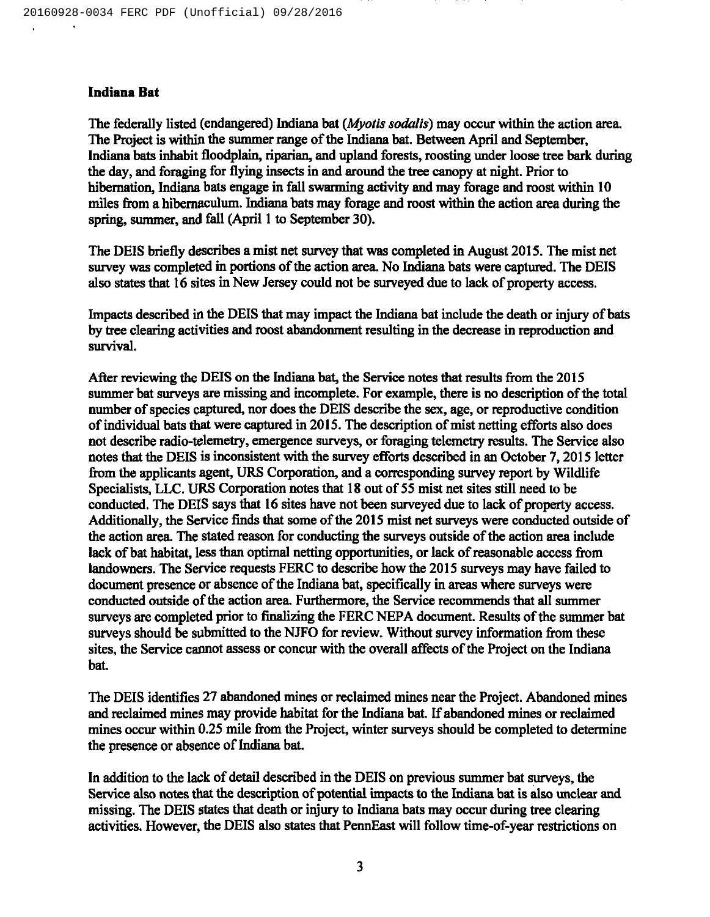**Indiana Bat**

The federally listed (endangered) Indiana bat (*Myotis sodalis*) may occur within the action area. The Project is within the summer range of the Indiana bat. Between April and September, Indiana bats inhabit floodplain, riparian, and upland forests, roosting under loose tree bark during the day, and foraging for flying insects in and around the tree canopy at night. Prior to hibernation, Indiana bats engage in fall swarming activity and may forage and roost within 10 miles from a hibernaculum. Indiana bats may forage and roost within the action area during the spring, summer, and fall (April 1 to September 30).

The DEIS briefly describes a mist net survey that was completed in August 2015. The mist net survey was completed in portions of the action area. No Indiana bats were captured. The DEIS also states that 16 sites in New Jersey could not be surveyed due to lack of property access.

Impacts described in the DEIS that may impact the Indiana bat include the death or injury of bats by tree clearing activities and roost abandonment resulting in the decrease in reproduction and survival.

After reviewing the DEIS on the Indiana bat, the Service notes that results from the 2015 summer bat surveys are missing and incomplete. For example, there is no description of the total number of species captured, nor does the DEIS describe the sex, age, or reproductive condition of individual bats that were captured in 2015. The description of mist netting efforts also does not describe radio-telemetry, emergence surveys, or foraging telemetry results. The Service also notes that the DEIS is inconsistent with the survey efforts described in an October 7, 2015 letter from the applicants agent, URS Corporation, and a corresponding survey report by Wildlife Specialists, LLC. URS Corporation notes that 18 out of 55 mist net sites still need to be conducted. The DEIS says that 16 sites have not been surveyed due to lack of property access. Additionally, the Service finds that some of the 2015 mist net surveys were conducted outside of the action area. The stated reason for conducting the surveys outside of the action area include lack of bat habitat, less than optimal netting opportunities, or lack of reasonable access from landowners. The Service requests FERC to describe how the 2015 surveys may have failed to document presence or absence of the Indiana bat, specifically in areas where surveys were conducted outside of the action area. Furthermore, the Service recommends that all summer surveys are completed prior to finalizing the FERC NEPA document. Results of the summer bat surveys should be submitted to the NJFO for review. Without survey information from these sites, the Service cannot assess or concur with the overall affects of the Project on the Indiana bat.

The DEIS identifies 27 abandoned mines or reclaimed mines near the Project. Abandoned mines and reclaimed mines may provide habitat for the Indiana bat. If abandoned mines or reclaimed mines occur within 0.25 mile from the Project, winter surveys should be completed to determine the presence or absence of Indiana bat.

In addition to the lack of detail described in the DEIS on previous summer bat surveys, the Service also notes that the description of potential impacts to the Indiana bat is also unclear and missing. The DEIS states that death or injury to Indiana bats may occur during tree clearing activities. However, the DEIS also states that PennEast will follow time-of-year restrictions on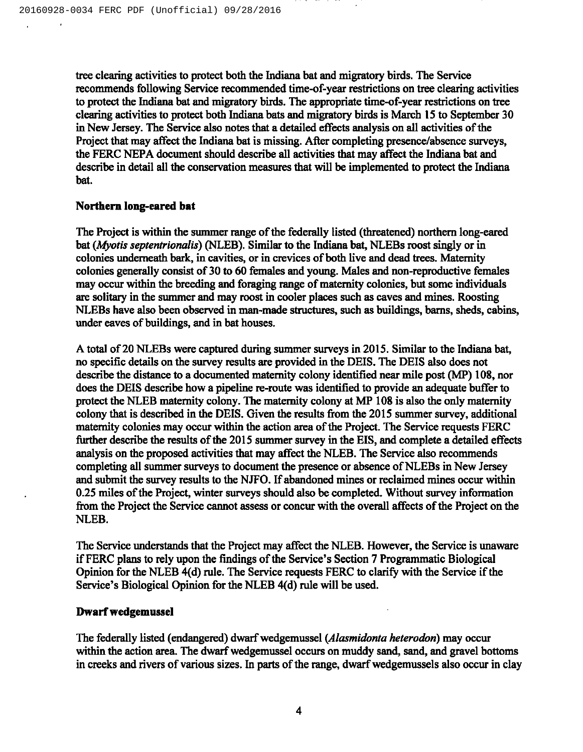tree clearing activities to protect both the Indiana bat and migratory birds. The Service recommends following Service recommended time-of-year restrictions on tree clearing activities to protect the Indiana bat and migratory birds. The appropriate time-of-year restrictions on tree clearing activities to protect both Indiana bats and migratory birds is March 15 to September 30 in New Jersey. The Service also notes that a detailed effects analysis on all activities of the Project that may affect the Indiana bat is missing. After completing presence/absence surveys, the FERC NEPA document should describe all activities that may affect the Indiana bat and describe in detail all the conservation measures that will be implemented to protect the Indiana bat.

**Northern long-eared bat**

The Project is within the summer range of the federally listed (threatened) northern long-eared bat (*Myotis septentrionalis*) (NLEB). Similar to the Indiana bat, NLEBs roost singly or in colonies underneath bark, in cavities, or in crevices of both live and dead trees. Maternity colonies generally consist of 30 to 60 females and young. Males and non-reproductive females may occur within the breeding and foraging range of maternity colonies, but some individuals are solitary in the summer and may roost in cooler places such as caves and mines. Roosting NLEBs have also been observed in man-made structures, such as buildings, barns, sheds, cabins, under eaves of buildings, and in bat houses.

A total of 20 NLEBs were captured during summer surveys in 2015. Similar to the Indiana bat, no specific details on the survey results are provided in the DEIS. The DEIS also does not describe the distance to a documented maternity colony identified near mile post (MP) 108, nor does the DEIS describe how a pipeline re-route was identified to provide an adequate buffer to protect the NLEB maternity colony. The maternity colony at MP 108 is also the only maternity colony that is described in the DEIS. Given the results from the 2015 summer survey, additional maternity colonies may occur within the action area of the Project. The Service requests FERC further describe the results of the 2015 summer survey in the EIS, and complete a detailed effects analysis on the proposed activities that may affect the NLEB. The Service also recommends completing all summer surveys to document the presence or absence of NLEBs in New Jersey and submit the survey results to the NJFO. If abandoned mines or reclaimed mines occur within 0.25 miles of the Project, winter surveys should also be completed. Without survey information from the Project the Service cannot assess or concur with the overall affects of the Project on the NLEB.

The Service understands that the Project may affect the NLEB. However, the Service is unaware if FERC plans to rely upon the findings of the Service's Section 7 Programmatic Biological Opinion for the NLEB 4(d) rule. The Service requests FERC to clarify with the Service if the Service's Biological Opinion for the NLEB 4(d) rule will be used.

**Dwarf wedgemussel**

The federally listed (endangered) dwarf wedgemussel (*Alasmidonta heterodon*) may occur within the action area. The dwarf wedgemussel occurs on muddy sand, sand, and gravel bottoms in creeks and rivers of various sizes. In parts of the range, dwarf wedgemussels also occur in clay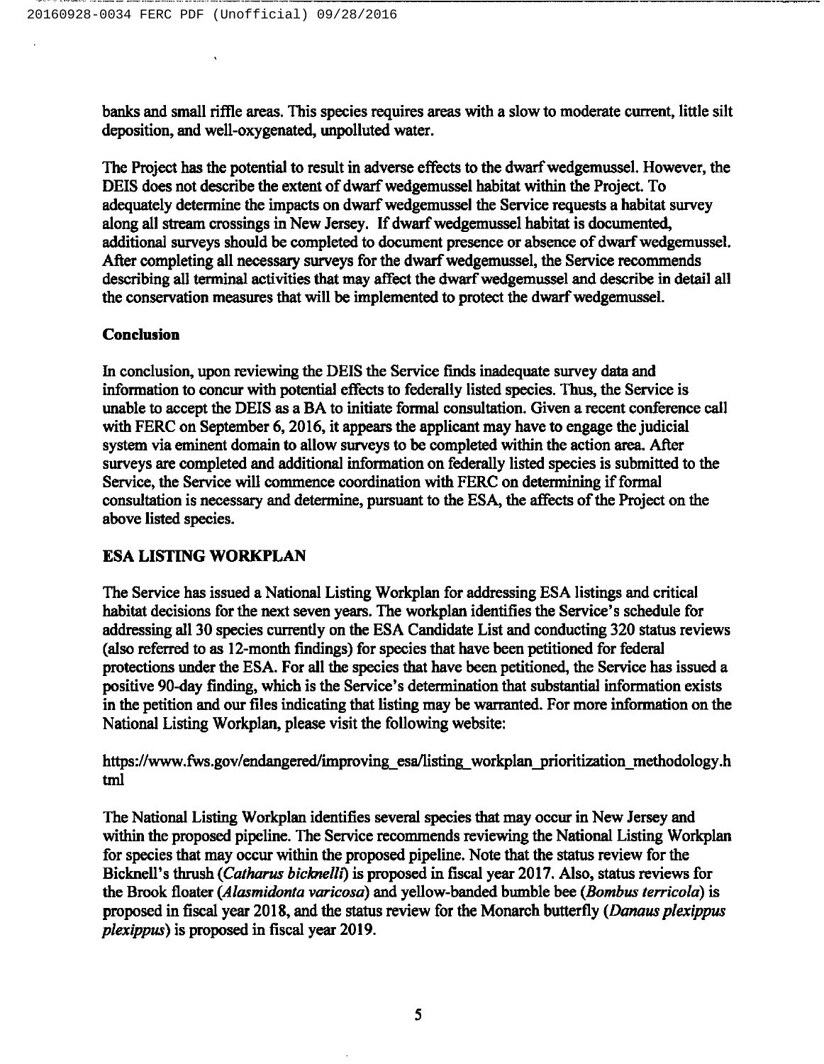banks and small riffle areas. This species requires areas with a slow to moderate current, little silt deposition, and well-oxygenated, unpolluted water.

The Project has the potential to result in adverse effects to the dwarf wedgemussel. However, the DEIS does not describe the extent of dwarf wedgemussel habitat within the Project. To adequately determine the impacts on dwarf wedgemussel the Service requests a habitat survey along all stream crossings in New Jersey. If dwarf wedgemussel habitat is documented, additional surveys should be completed to document presence or absence of dwarf wedgemussel. After completing all necessary surveys for the dwarf wedgemussel, the Service recommends describing all terminal activities that may affect the dwarf wedgemussel and describe in detail all the conservation measures that will be implemented to protect the dwarf wedgemussel.

**Conclusion**

In conclusion, upon reviewing the DEIS the Service finds inadequate survey data and information to concur with potential effects to federally listed species. Thus, the Service is unable to accept the DEIS as a BA to initiate formal consultation. Given a recent conference call with FERC on September 6, 2016, it appears the applicant may have to engage the judicial system via eminent domain to allow surveys to be completed within the action area. After surveys are completed and additional information on federally listed species is submitted to the Service, the Service will commence coordination with FERC on determining if formal consultation is necessary and determine, pursuant to the ESA, the affects of the Project on the above listed species.

**ESA LISTING WORKPLAN**

The Service has issued a National Listing Workplan for addressing ESA listings and critical habitat decisions for the next seven years. The workplan identifies the Service's schedule for addressing all 30 species currently on the ESA Candidate List and conducting 320 status reviews (also referred to as 12-month findings) for species that have been petitioned for federal protections under the ESA. For all the species that have been petitioned, the Service has issued a positive 90-day finding, which is the Service's determination that substantial information exists in the petition and our files indicating that listing may be warranted. For more information on the National Listing Workplan, please visit the following website:

https://www.fws.gov/endangered/improving_esa/listing_workplan_prioritization_methodology.html

The National Listing Workplan identifies several species that may occur in New Jersey and within the proposed pipeline. The Service recommends reviewing the National Listing Workplan for species that may occur within the proposed pipeline. Note that the status review for the Bicknell's thrush (*Catharus bicknelli*) is proposed in fiscal year 2017. Also, status reviews for the Brook floater (*Alasmidonta varicosa*) and yellow-banded bumble bee (*Bombus terricola*) is proposed in fiscal year 2018, and the status review for the Monarch butterfly (*Danaus plexippus plexippus*) is proposed in fiscal year 2019.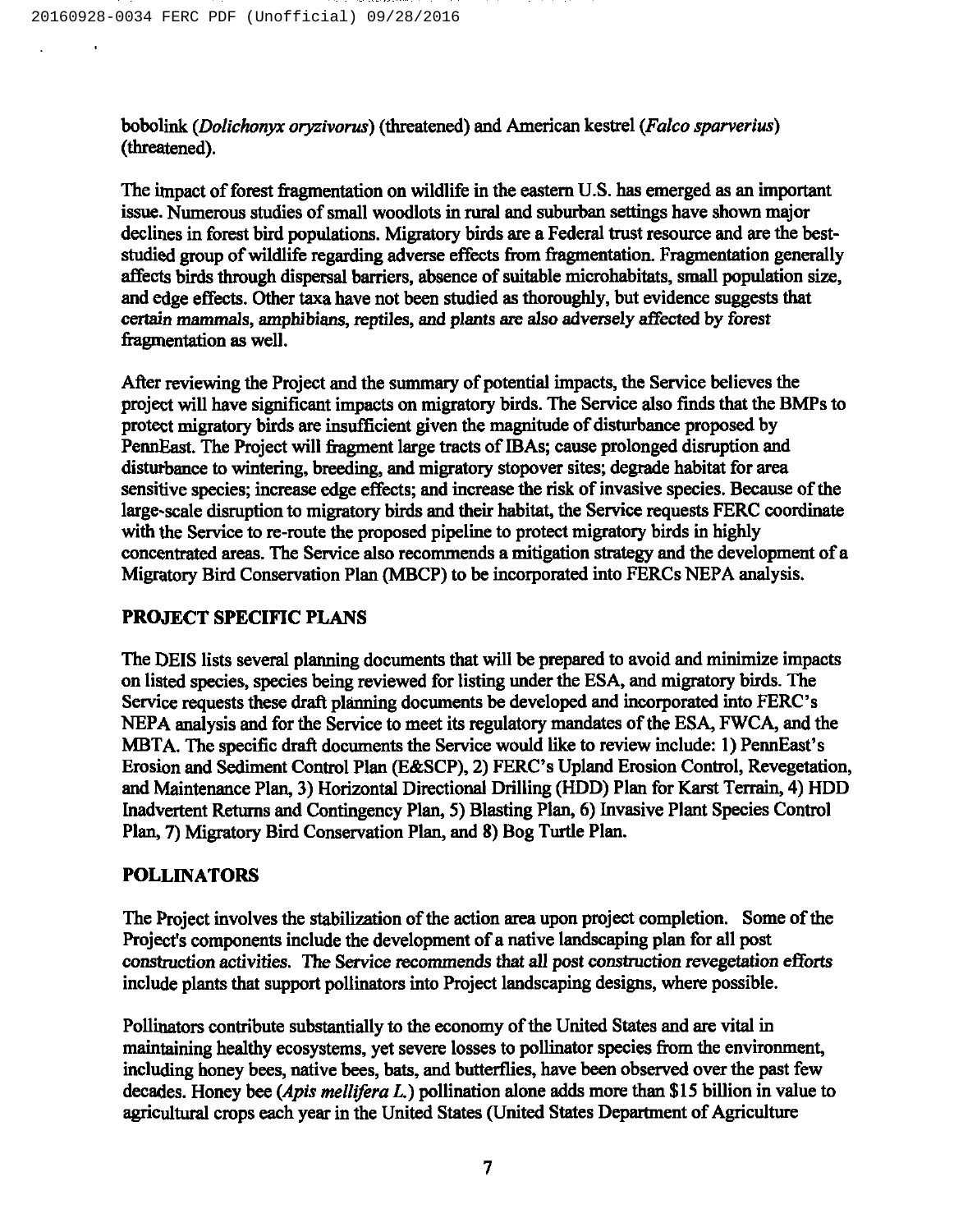bobolink (*Dolichonyx oryzivorus*) (threatened) and American kestrel (*Falco sparverius*) (threatened).

The impact of forest fragmentation on wildlife in the eastern U.S. has emerged as an important issue. Numerous studies of small woodlots in rural and suburban settings have shown major declines in forest bird populations. Migratory birds are a Federal trust resource and are the best-studied group of wildlife regarding adverse effects from fragmentation. Fragmentation generally affects birds through dispersal barriers, absence of suitable microhabitats, small population size, and edge effects. Other taxa have not been studied as thoroughly, but evidence suggests that *certain mammals, amphibians, reptiles, and plants are also adversely affected by forest fragmentation* as well.

After reviewing the Project and the summary of potential impacts, the Service believes the project will have significant impacts on migratory birds. The Service also finds that the BMPs to protect migratory birds are insufficient given the magnitude of disturbance proposed by PennEast. The Project will fragment large tracts of IBAs; cause prolonged disruption and disturbance to wintering, breeding, and migratory stopover sites; degrade habitat for area sensitive species; increase edge effects; and increase the risk of invasive species. Because of the large-scale disruption to migratory birds and their habitat, the Service requests FERC coordinate with the Service to re-route the proposed pipeline to protect migratory birds in highly concentrated areas. The Service also recommends a mitigation strategy and the development of a Migratory Bird Conservation Plan (MBCP) to be incorporated into FERCs NEPA analysis.

## PROJECT SPECIFIC PLANS

The DEIS lists several planning documents that will be prepared to avoid and minimize impacts on listed species, species being reviewed for listing under the ESA, and migratory birds. The Service requests these draft planning documents be developed and incorporated into FERC's NEPA analysis and for the Service to meet its regulatory mandates of the ESA, FWCA, and the MBTA. The specific draft documents the Service would like to review include: 1) PennEast's Erosion and Sediment Control Plan (E&SCP), 2) FERC's Upland Erosion Control, Revegetation, and Maintenance Plan, 3) Horizontal Directional Drilling (HDD) Plan for Karst Terrain, 4) HDD Inadvertent Returns and Contingency Plan, 5) Blasting Plan, 6) Invasive Plant Species Control Plan, 7) Migratory Bird Conservation Plan, and 8) Bog Turtle Plan.

## POLLINATORS

The Project involves the stabilization of the action area upon project completion. Some of the Project's components include the development of a native landscaping plan for all post *construction activities. The Service recommends that all post construction revegetation efforts* include plants that support pollinators into Project landscaping designs, where possible.

Pollinators contribute substantially to the economy of the United States and are vital in maintaining healthy ecosystems, yet severe losses to pollinator species from the environment, including honey bees, native bees, bats, and butterflies, have been observed over the past few decades. Honey bee (*Apis mellifera L.*) pollination alone adds more than $15 billion in value to agricultural crops each year in the United States (United States Department of Agriculture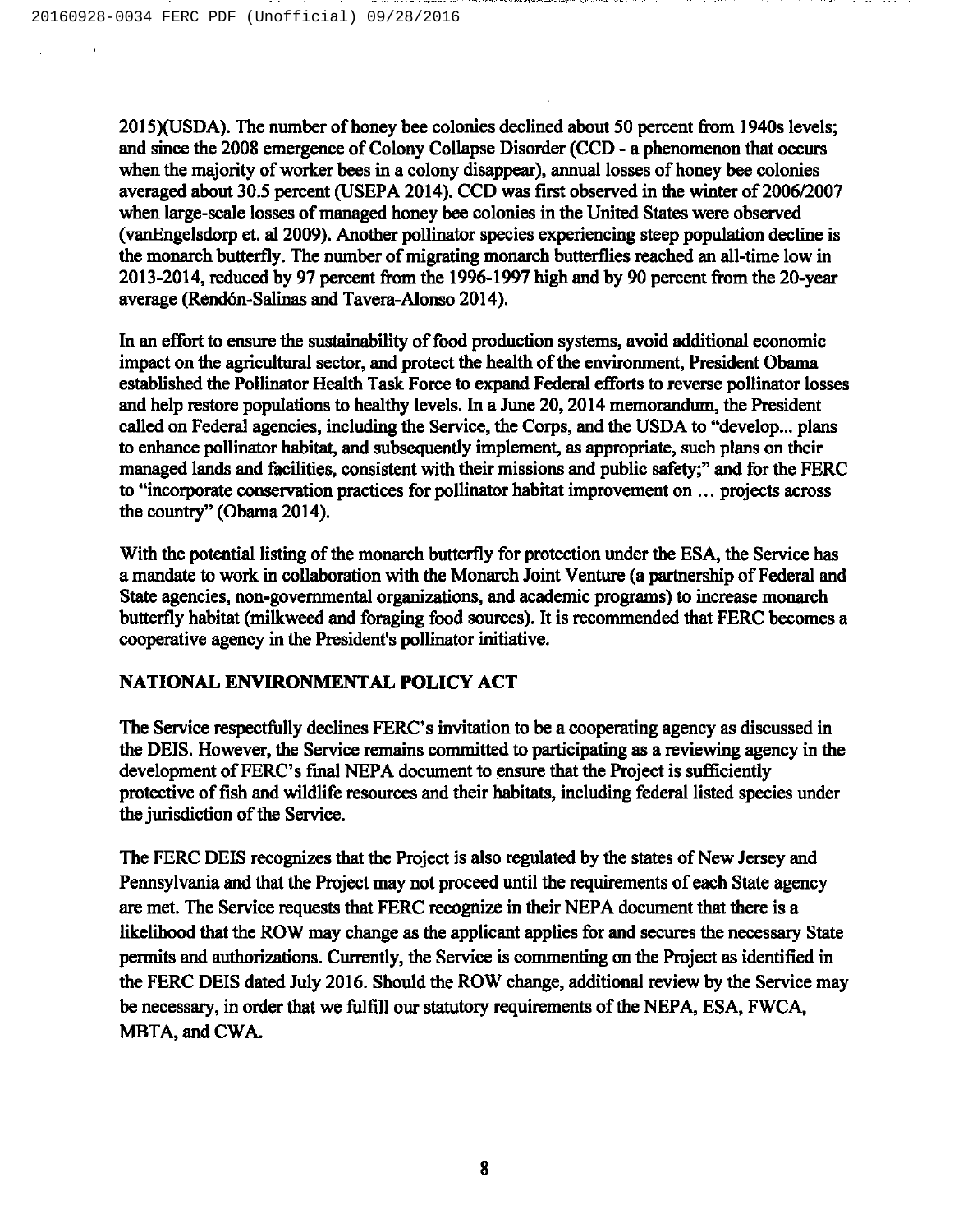2015)(USDA). The number of honey bee colonies declined about 50 percent from 1940s levels; and since the 2008 emergence of Colony Collapse Disorder (CCD - a phenomenon that occurs when the majority of worker bees in a colony disappear), annual losses of honey bee colonies averaged about 30.5 percent (USEPA 2014). CCD was first observed in the winter of 2006/2007 when large-scale losses of managed honey bee colonies in the United States were observed (vanEngelsdorp et. al 2009). Another pollinator species experiencing steep population decline is the monarch butterfly. The number of migrating monarch butterflies reached an all-time low in 2013-2014, reduced by 97 percent from the 1996-1997 high and by 90 percent from the 20-year average (Rendón-Salinas and Tavera-Alonso 2014).

In an effort to ensure the sustainability of food production systems, avoid additional economic impact on the agricultural sector, and protect the health of the environment, President Obama established the Pollinator Health Task Force to expand Federal efforts to reverse pollinator losses and help restore populations to healthy levels. In a June 20, 2014 memorandum, the President called on Federal agencies, including the Service, the Corps, and the USDA to "develop... plans to enhance pollinator habitat, and subsequently implement, as appropriate, such plans on their managed lands and facilities, consistent with their missions and public safety;" and for the FERC to "incorporate conservation practices for pollinator habitat improvement on … projects across the country" (Obama 2014).

With the potential listing of the monarch butterfly for protection under the ESA, the Service has a mandate to work in collaboration with the Monarch Joint Venture (a partnership of Federal and State agencies, non-governmental organizations, and academic programs) to increase monarch butterfly habitat (milkweed and foraging food sources). It is recommended that FERC becomes a cooperative agency in the President's pollinator initiative.

## NATIONAL ENVIRONMENTAL POLICY ACT

The Service respectfully declines FERC's invitation to be a cooperating agency as discussed in the DEIS. However, the Service remains committed to participating as a reviewing agency in the development of FERC's final NEPA document to ensure that the Project is sufficiently protective of fish and wildlife resources and their habitats, including federal listed species under the jurisdiction of the Service.

The FERC DEIS recognizes that the Project is also regulated by the states of New Jersey and Pennsylvania and that the Project may not proceed until the requirements of each State agency are met. The Service requests that FERC recognize in their NEPA document that there is a likelihood that the ROW may change as the applicant applies for and secures the necessary State permits and authorizations. Currently, the Service is commenting on the Project as identified in the FERC DEIS dated July 2016. Should the ROW change, additional review by the Service may be necessary, in order that we fulfill our statutory requirements of the NEPA, ESA, FWCA, MBTA, and CWA.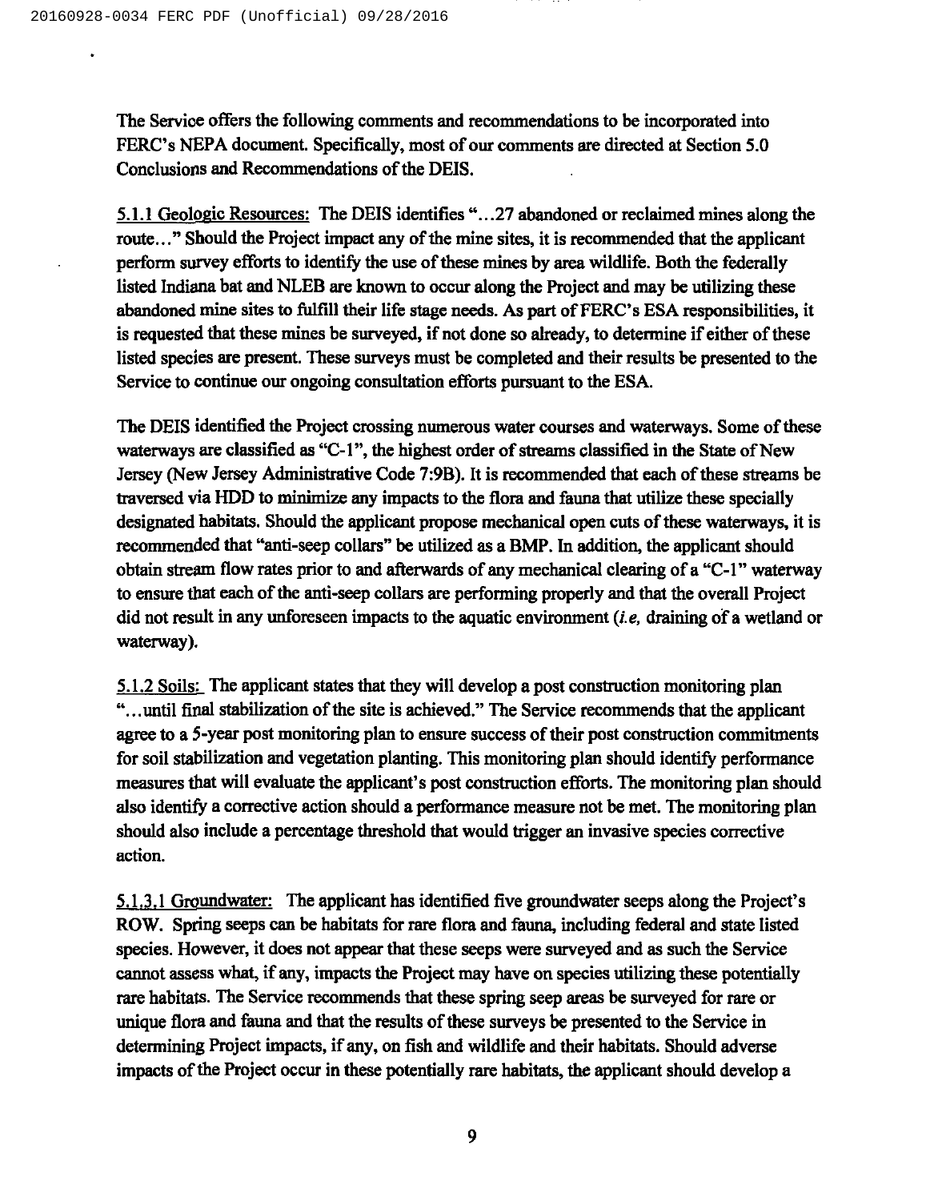The Service offers the following comments and recommendations to be incorporated into FERC's NEPA document. Specifically, most of our comments are directed at Section 5.0 Conclusions and Recommendations of the DEIS.

5.1.1 Geologic Resources: The DEIS identifies "...27 abandoned or reclaimed mines along the route..." Should the Project impact any of the mine sites, it is recommended that the applicant perform survey efforts to identify the use of these mines by area wildlife. Both the federally listed Indiana bat and NLEB are known to occur along the Project and may be utilizing these abandoned mine sites to fulfill their life stage needs. As part of FERC's ESA responsibilities, it is requested that these mines be surveyed, if not done so already, to determine if either of these listed species are present. These surveys must be completed and their results be presented to the Service to continue our ongoing consultation efforts pursuant to the ESA.

The DEIS identified the Project crossing numerous water courses and waterways. Some of these waterways are classified as "C-1", the highest order of streams classified in the State of New Jersey (New Jersey Administrative Code 7:9B). It is recommended that each of these streams be traversed via HDD to minimize any impacts to the flora and fauna that utilize these specially designated habitats. Should the applicant propose mechanical open cuts of these waterways, it is recommended that "anti-seep collars" be utilized as a BMP. In addition, the applicant should obtain stream flow rates prior to and afterwards of any mechanical clearing of a "C-1" waterway to ensure that each of the anti-seep collars are performing properly and that the overall Project did not result in any unforeseen impacts to the aquatic environment (*i.e,* draining of a wetland or waterway).

5.1.2 Soils: The applicant states that they will develop a post construction monitoring plan "...until final stabilization of the site is achieved." The Service recommends that the applicant agree to a 5-year post monitoring plan to ensure success of their post construction commitments for soil stabilization and vegetation planting. This monitoring plan should identify performance measures that will evaluate the applicant's post construction efforts. The monitoring plan should also identify a corrective action should a performance measure not be met. The monitoring plan should also include a percentage threshold that would trigger an invasive species corrective action.

5.1.3.1 Groundwater: The applicant has identified five groundwater seeps along the Project's ROW. Spring seeps can be habitats for rare flora and fauna, including federal and state listed species. However, it does not appear that these seeps were surveyed and as such the Service cannot assess what, if any, impacts the Project may have on species utilizing these potentially rare habitats. The Service recommends that these spring seep areas be surveyed for rare or unique flora and fauna and that the results of these surveys be presented to the Service in determining Project impacts, if any, on fish and wildlife and their habitats. Should adverse impacts of the Project occur in these potentially rare habitats, the applicant should develop a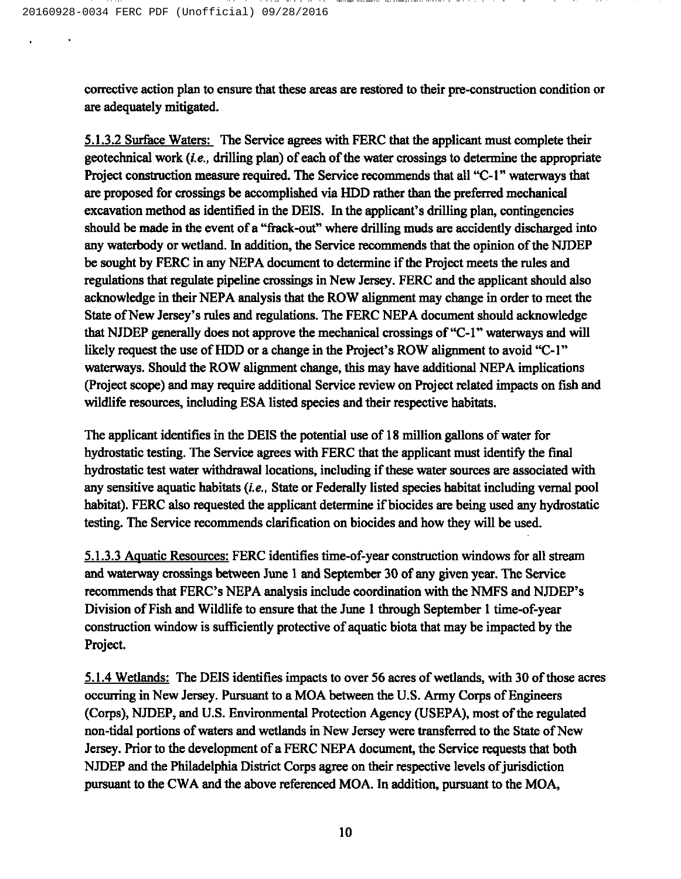corrective action plan to ensure that these areas are restored to their pre-construction condition or are adequately mitigated.

5.1.3.2 Surface Waters: The Service agrees with FERC that the applicant must complete their geotechnical work (*i.e.,* drilling plan) of each of the water crossings to determine the appropriate Project construction measure required. The Service recommends that all "C-1" waterways that are proposed for crossings be accomplished via HDD rather than the preferred mechanical excavation method as identified in the DEIS. In the applicant's drilling plan, contingencies should be made in the event of a "frack-out" where drilling muds are accidently discharged into any waterbody or wetland. In addition, the Service recommends that the opinion of the NJDEP be sought by FERC in any NEPA document to determine if the Project meets the rules and regulations that regulate pipeline crossings in New Jersey. FERC and the applicant should also acknowledge in their NEPA analysis that the ROW alignment may change in order to meet the State of New Jersey's rules and regulations. The FERC NEPA document should acknowledge that NJDEP generally does not approve the mechanical crossings of "C-1" waterways and will likely request the use of HDD or a change in the Project's ROW alignment to avoid "C-1" waterways. Should the ROW alignment change, this may have additional NEPA implications (Project scope) and may require additional Service review on Project related impacts on fish and wildlife resources, including ESA listed species and their respective habitats.

The applicant identifies in the DEIS the potential use of 18 million gallons of water for hydrostatic testing. The Service agrees with FERC that the applicant must identify the final hydrostatic test water withdrawal locations, including if these water sources are associated with any sensitive aquatic habitats (*i.e.,* State or Federally listed species habitat including vernal pool habitat). FERC also requested the applicant determine if biocides are being used any hydrostatic testing. The Service recommends clarification on biocides and how they will be used.

5.1.3.3 Aquatic Resources: FERC identifies time-of-year construction windows for all stream and waterway crossings between June 1 and September 30 of any given year. The Service recommends that FERC's NEPA analysis include coordination with the NMFS and NJDEP's Division of Fish and Wildlife to ensure that the June 1 through September 1 time-of-year construction window is sufficiently protective of aquatic biota that may be impacted by the Project.

5.1.4 Wetlands: The DEIS identifies impacts to over 56 acres of wetlands, with 30 of those acres occurring in New Jersey. Pursuant to a MOA between the U.S. Army Corps of Engineers (Corps), NJDEP, and U.S. Environmental Protection Agency (USEPA), most of the regulated non-tidal portions of waters and wetlands in New Jersey were transferred to the State of New Jersey. Prior to the development of a FERC NEPA document, the Service requests that both NJDEP and the Philadelphia District Corps agree on their respective levels of jurisdiction pursuant to the CWA and the above referenced MOA. In addition, pursuant to the MOA,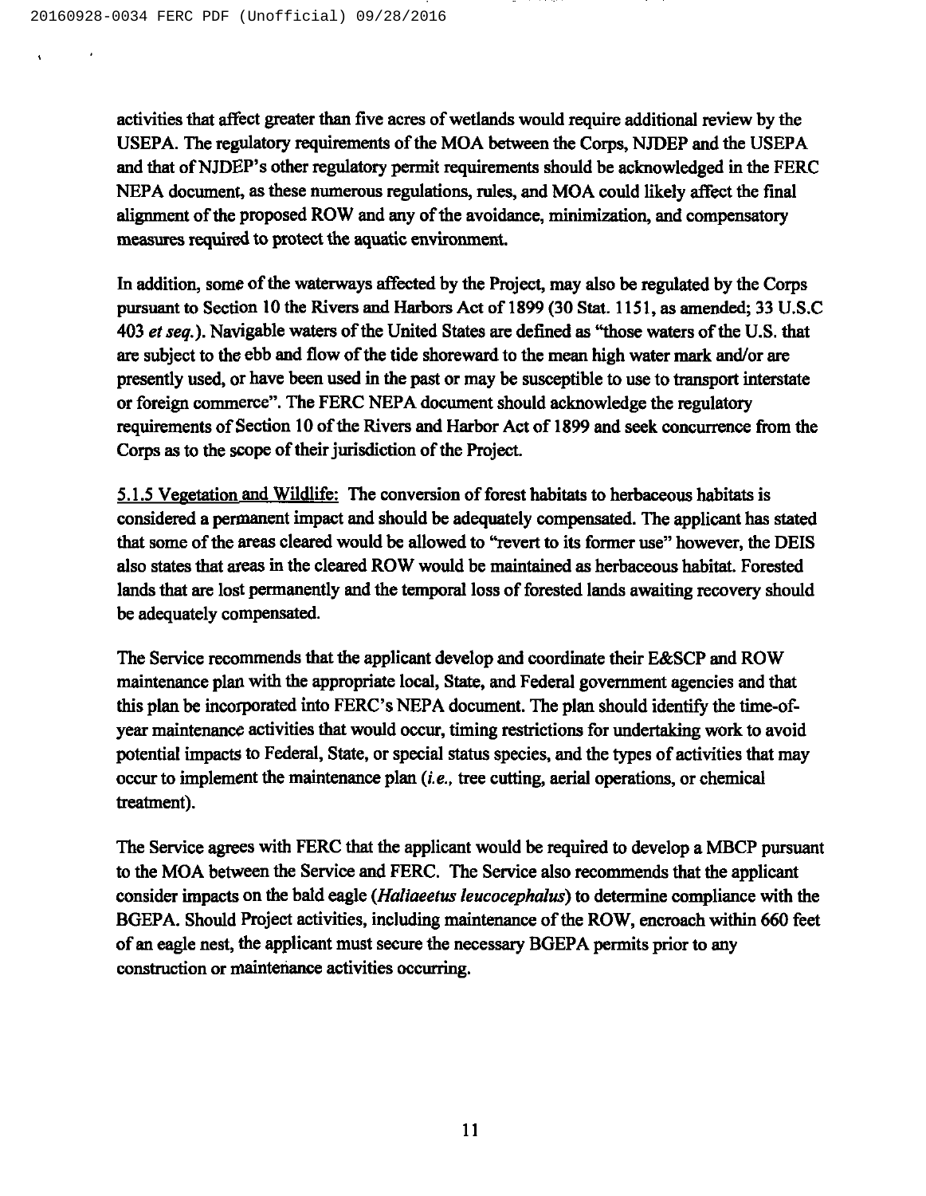activities that affect greater than five acres of wetlands would require additional review by the USEPA. The regulatory requirements of the MOA between the Corps, NJDEP and the USEPA and that of NJDEP's other regulatory permit requirements should be acknowledged in the FERC NEPA document, as these numerous regulations, rules, and MOA could likely affect the final alignment of the proposed ROW and any of the avoidance, minimization, and compensatory measures required to protect the aquatic environment.

In addition, some of the waterways affected by the Project, may also be regulated by the Corps pursuant to Section 10 the Rivers and Harbors Act of 1899 (30 Stat. 1151, as amended; 33 U.S.C 403 *et seq.*). Navigable waters of the United States are defined as "those waters of the U.S. that are subject to the ebb and flow of the tide shoreward to the mean high water mark and/or are presently used, or have been used in the past or may be susceptible to use to transport interstate or foreign commerce". The FERC NEPA document should acknowledge the regulatory requirements of Section 10 of the Rivers and Harbor Act of 1899 and seek concurrence from the Corps as to the scope of their jurisdiction of the Project.

<u>5.1.5 Vegetation and Wildlife:</u> The conversion of forest habitats to herbaceous habitats is considered a permanent impact and should be adequately compensated. The applicant has stated that some of the areas cleared would be allowed to "revert to its former use" however, the DEIS also states that areas in the cleared ROW would be maintained as herbaceous habitat. Forested lands that are lost permanently and the temporal loss of forested lands awaiting recovery should be adequately compensated.

The Service recommends that the applicant develop and coordinate their E&SCP and ROW maintenance plan with the appropriate local, State, and Federal government agencies and that this plan be incorporated into FERC's NEPA document. The plan should identify the time-of-year maintenance activities that would occur, timing restrictions for undertaking work to avoid potential impacts to Federal, State, or special status species, and the types of activities that may occur to implement the maintenance plan (*i.e.,* tree cutting, aerial operations, or chemical treatment).

The Service agrees with FERC that the applicant would be required to develop a MBCP pursuant to the MOA between the Service and FERC. The Service also recommends that the applicant consider impacts on the bald eagle (*Haliaeetus leucocephalus*) to determine compliance with the BGEPA. Should Project activities, including maintenance of the ROW, encroach within 660 feet of an eagle nest, the applicant must secure the necessary BGEPA permits prior to any construction or maintenance activities occurring.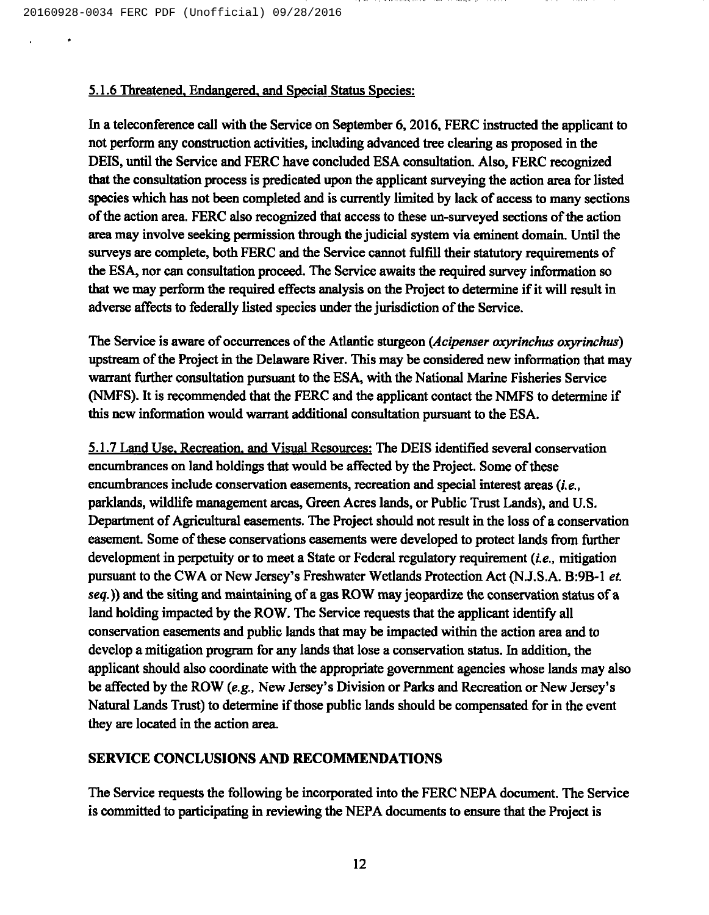5.1.6 Threatened, Endangered, and Special Status Species:

In a teleconference call with the Service on September 6, 2016, FERC instructed the applicant to not perform any construction activities, including advanced tree clearing as proposed in the DEIS, until the Service and FERC have concluded ESA consultation. Also, FERC recognized that the consultation process is predicated upon the applicant surveying the action area for listed species which has not been completed and is currently limited by lack of access to many sections of the action area. FERC also recognized that access to these un-surveyed sections of the action area may involve seeking permission through the judicial system via eminent domain. Until the surveys are complete, both FERC and the Service cannot fulfill their statutory requirements of the ESA, nor can consultation proceed. The Service awaits the required survey information so that we may perform the required effects analysis on the Project to determine if it will result in adverse affects to federally listed species under the jurisdiction of the Service.

The Service is aware of occurrences of the Atlantic sturgeon (*Acipenser oxyrinchus oxyrinchus*) upstream of the Project in the Delaware River. This may be considered new information that may warrant further consultation pursuant to the ESA, with the National Marine Fisheries Service (NMFS). It is recommended that the FERC and the applicant contact the NMFS to determine if this new information would warrant additional consultation pursuant to the ESA.

5.1.7 Land Use, Recreation, and Visual Resources: The DEIS identified several conservation encumbrances on land holdings that would be affected by the Project. Some of these encumbrances include conservation easements, recreation and special interest areas (*i.e.*, parklands, wildlife management areas, Green Acres lands, or Public Trust Lands), and U.S. Department of Agricultural easements. The Project should not result in the loss of a conservation easement. Some of these conservations easements were developed to protect lands from further development in perpetuity or to meet a State or Federal regulatory requirement (*i.e.*, mitigation pursuant to the CWA or New Jersey's Freshwater Wetlands Protection Act (N.J.S.A. B:9B-1 *et. seq.*)) and the siting and maintaining of a gas ROW may jeopardize the conservation status of a land holding impacted by the ROW. The Service requests that the applicant identify all conservation easements and public lands that may be impacted within the action area and to develop a mitigation program for any lands that lose a conservation status. In addition, the applicant should also coordinate with the appropriate government agencies whose lands may also be affected by the ROW (*e.g.*, New Jersey's Division or Parks and Recreation or New Jersey's Natural Lands Trust) to determine if those public lands should be compensated for in the event they are located in the action area.

## SERVICE CONCLUSIONS AND RECOMMENDATIONS

The Service requests the following be incorporated into the FERC NEPA document. The Service is committed to participating in reviewing the NEPA documents to ensure that the Project is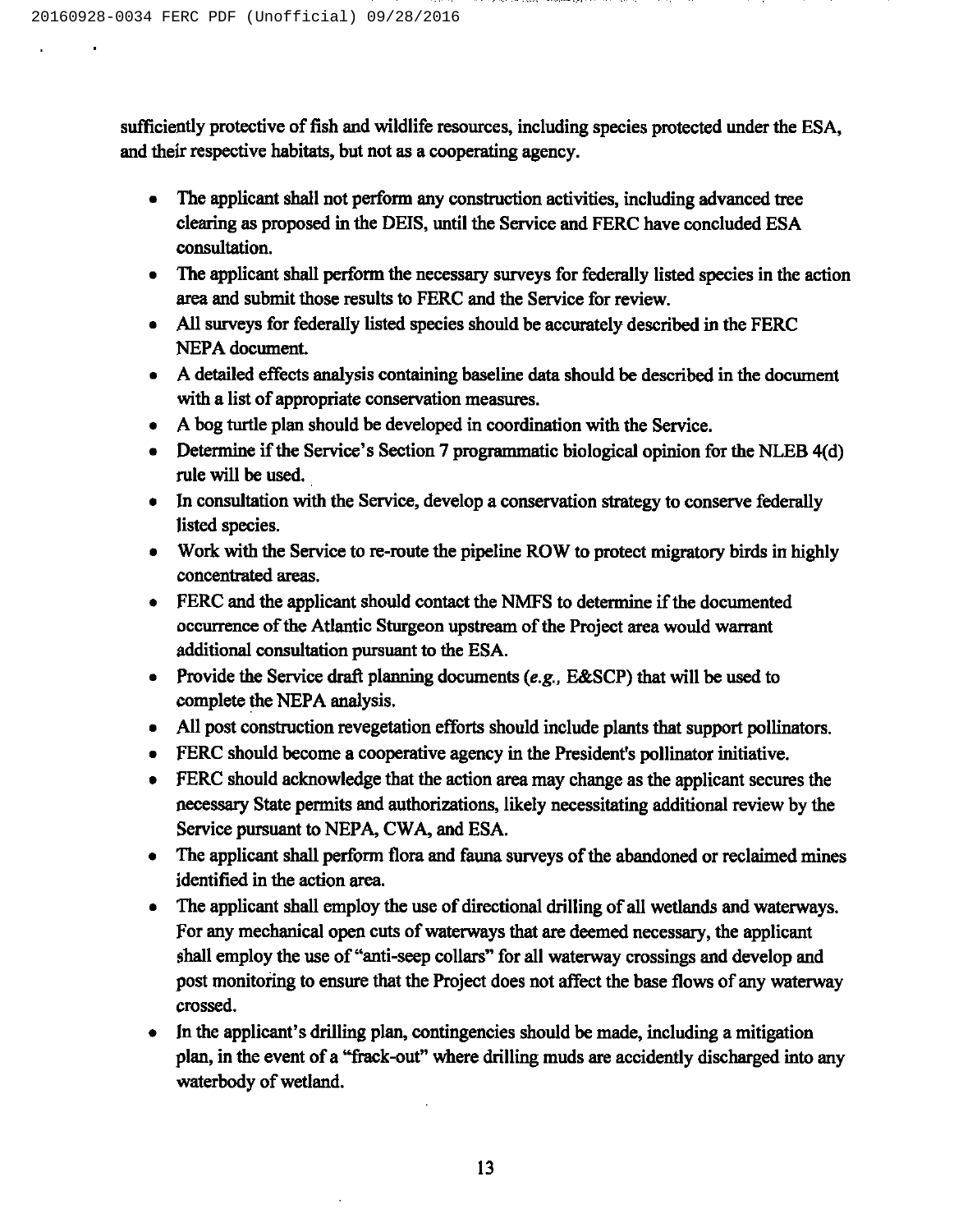sufficiently protective of fish and wildlife resources, including species protected under the ESA, and their respective habitats, but not as a cooperating agency.

- The applicant shall not perform any construction activities, including advanced tree clearing as proposed in the DEIS, until the Service and FERC have concluded ESA consultation.
- The applicant shall perform the necessary surveys for federally listed species in the action area and submit those results to FERC and the Service for review.
- All surveys for federally listed species should be accurately described in the FERC NEPA document.
- A detailed effects analysis containing baseline data should be described in the document with a list of appropriate conservation measures.
- A bog turtle plan should be developed in coordination with the Service.
- Determine if the Service's Section 7 programmatic biological opinion for the NLEB 4(d) rule will be used.
- In consultation with the Service, develop a conservation strategy to conserve federally listed species.
- Work with the Service to re-route the pipeline ROW to protect migratory birds in highly concentrated areas.
- FERC and the applicant should contact the NMFS to determine if the documented occurrence of the Atlantic Sturgeon upstream of the Project area would warrant additional consultation pursuant to the ESA.
- Provide the Service draft planning documents (*e.g.*, E&SCP) that will be used to complete the NEPA analysis.
- All post construction revegetation efforts should include plants that support pollinators.
- FERC should become a cooperative agency in the President's pollinator initiative.
- FERC should acknowledge that the action area may change as the applicant secures the necessary State permits and authorizations, likely necessitating additional review by the Service pursuant to NEPA, CWA, and ESA.
- The applicant shall perform flora and fauna surveys of the abandoned or reclaimed mines identified in the action area.
- The applicant shall employ the use of directional drilling of all wetlands and waterways. For any mechanical open cuts of waterways that are deemed necessary, the applicant shall employ the use of "anti-seep collars" for all waterway crossings and develop and post monitoring to ensure that the Project does not affect the base flows of any waterway crossed.
- In the applicant's drilling plan, contingencies should be made, including a mitigation plan, in the event of a "frack-out" where drilling muds are accidently discharged into any waterbody of wetland.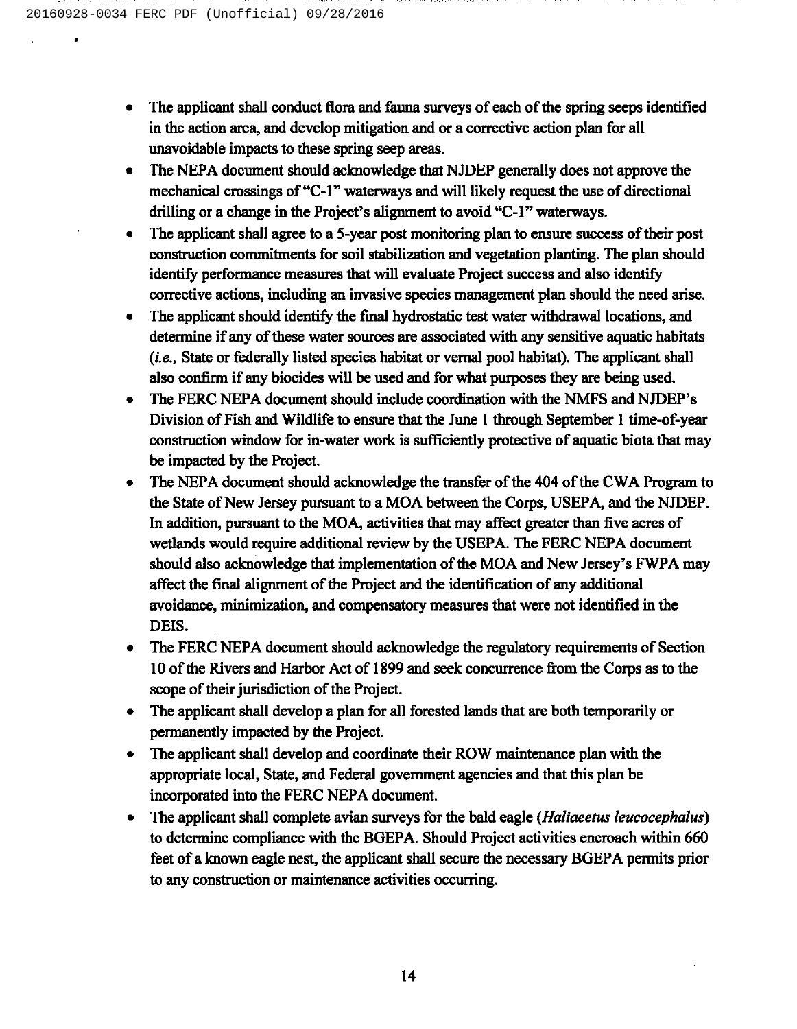- The applicant shall conduct flora and fauna surveys of each of the spring seeps identified in the action area, and develop mitigation and or a corrective action plan for all unavoidable impacts to these spring seep areas.
- The NEPA document should acknowledge that NJDEP generally does not approve the mechanical crossings of "C-1" waterways and will likely request the use of directional drilling or a change in the Project's alignment to avoid "C-1" waterways.
- The applicant shall agree to a 5-year post monitoring plan to ensure success of their post construction commitments for soil stabilization and vegetation planting. The plan should identify performance measures that will evaluate Project success and also identify corrective actions, including an invasive species management plan should the need arise.
- The applicant should identify the final hydrostatic test water withdrawal locations, and determine if any of these water sources are associated with any sensitive aquatic habitats (*i.e.,* State or federally listed species habitat or vernal pool habitat). The applicant shall also confirm if any biocides will be used and for what purposes they are being used.
- The FERC NEPA document should include coordination with the NMFS and NJDEP's Division of Fish and Wildlife to ensure that the June 1 through September 1 time-of-year construction window for in-water work is sufficiently protective of aquatic biota that may be impacted by the Project.
- The NEPA document should acknowledge the transfer of the 404 of the CWA Program to the State of New Jersey pursuant to a MOA between the Corps, USEPA, and the NJDEP. In addition, pursuant to the MOA, activities that may affect greater than five acres of wetlands would require additional review by the USEPA. The FERC NEPA document should also acknowledge that implementation of the MOA and New Jersey's FWPA may affect the final alignment of the Project and the identification of any additional avoidance, minimization, and compensatory measures that were not identified in the DEIS.
- The FERC NEPA document should acknowledge the regulatory requirements of Section 10 of the Rivers and Harbor Act of 1899 and seek concurrence from the Corps as to the scope of their jurisdiction of the Project.
- The applicant shall develop a plan for all forested lands that are both temporarily or permanently impacted by the Project.
- The applicant shall develop and coordinate their ROW maintenance plan with the appropriate local, State, and Federal government agencies and that this plan be incorporated into the FERC NEPA document.
- The applicant shall complete avian surveys for the bald eagle (*Haliaeetus leucocephalus*) to determine compliance with the BGEPA. Should Project activities encroach within 660 feet of a known eagle nest, the applicant shall secure the necessary BGEPA permits prior to any construction or maintenance activities occurring.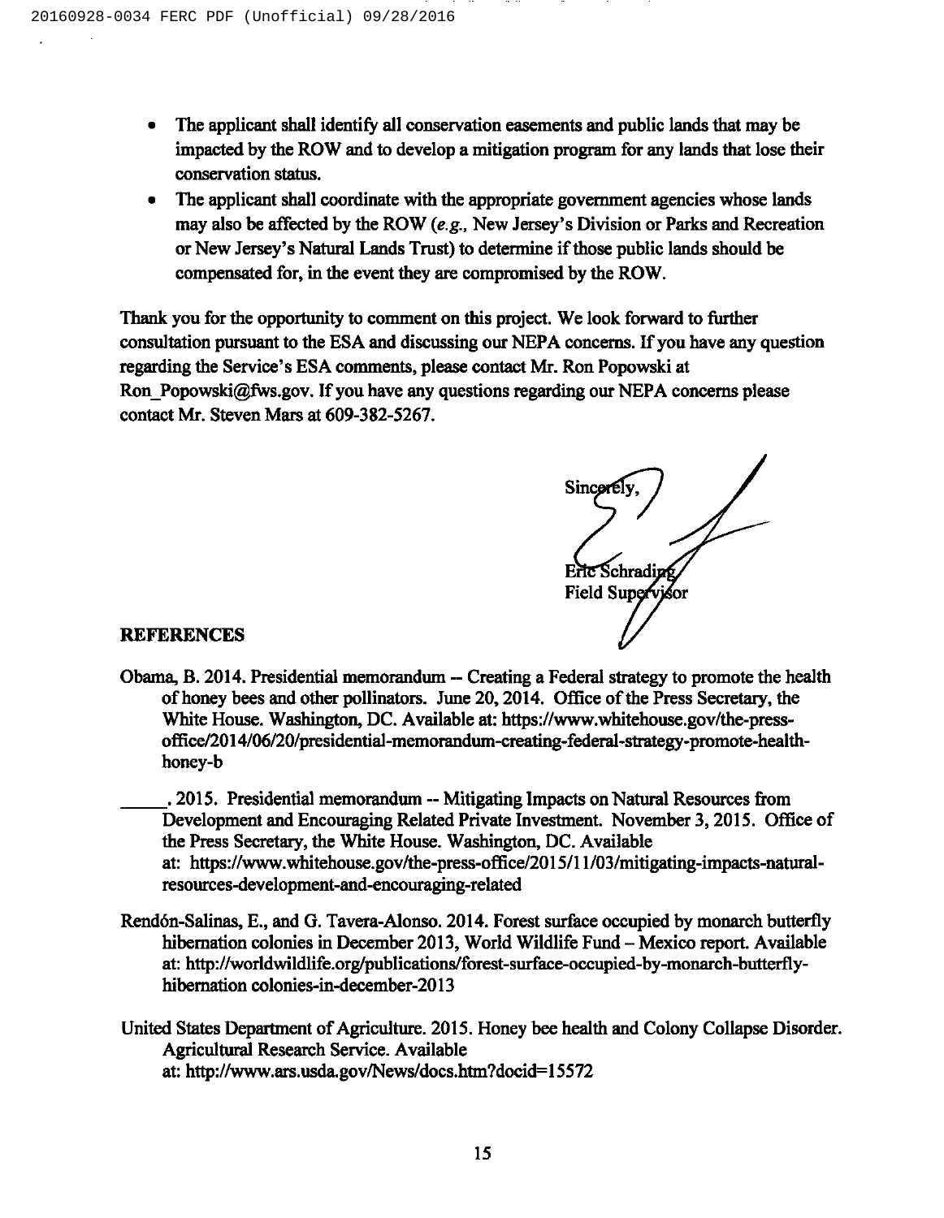- The applicant shall identify all conservation easements and public lands that may be impacted by the ROW and to develop a mitigation program for any lands that lose their conservation status.
- The applicant shall coordinate with the appropriate government agencies whose lands may also be affected by the ROW (*e.g.,* New Jersey's Division or Parks and Recreation or New Jersey's Natural Lands Trust) to determine if those public lands should be compensated for, in the event they are compromised by the ROW.

Thank you for the opportunity to comment on this project. We look forward to further consultation pursuant to the ESA and discussing our NEPA concerns. If you have any question regarding the Service's ESA comments, please contact Mr. Ron Popowski at Ron_Popowski@fws.gov. If you have any questions regarding our NEPA concerns please contact Mr. Steven Mars at 609-382-5267.

Sincerely,

Eric Schrading
Field Supervisor

**REFERENCES**

Obama, B. 2014. Presidential memorandum -- Creating a Federal strategy to promote the health of honey bees and other pollinators. June 20, 2014. Office of the Press Secretary, the White House. Washington, DC. Available at: https://www.whitehouse.gov/the-press-office/2014/06/20/presidential-memorandum-creating-federal-strategy-promote-health-honey-b

_____. 2015. Presidential memorandum -- Mitigating Impacts on Natural Resources from Development and Encouraging Related Private Investment. November 3, 2015. Office of the Press Secretary, the White House. Washington, DC. Available at: https://www.whitehouse.gov/the-press-office/2015/11/03/mitigating-impacts-natural-resources-development-and-encouraging-related

Rendón-Salinas, E., and G. Tavera-Alonso. 2014. Forest surface occupied by monarch butterfly hibernation colonies in December 2013, World Wildlife Fund – Mexico report. Available at: http://worldwildlife.org/publications/forest-surface-occupied-by-monarch-butterfly-hibernation colonies-in-december-2013

United States Department of Agriculture. 2015. Honey bee health and Colony Collapse Disorder. Agricultural Research Service. Available at: http://www.ars.usda.gov/News/docs.htm?docid=15572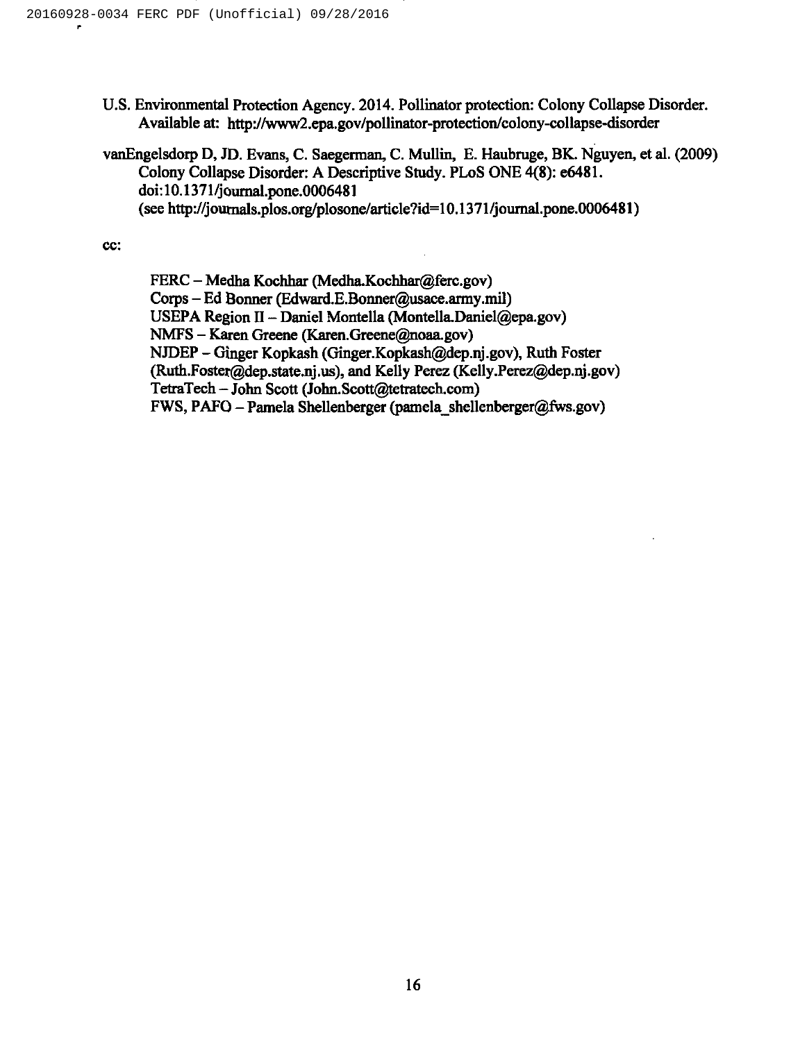U.S. Environmental Protection Agency. 2014. Pollinator protection: Colony Collapse Disorder. Available at: http://www2.epa.gov/pollinator-protection/colony-collapse-disorder

vanEngelsdorp D, JD. Evans, C. Saegerman, C. Mullin, E. Haubruge, BK. Nguyen, et al. (2009) Colony Collapse Disorder: A Descriptive Study. PLoS ONE 4(8): e6481. doi:10.1371/journal.pone.0006481 (see http://journals.plos.org/plosone/article?id=10.1371/journal.pone.0006481)

cc:

FERC – Medha Kochhar (Medha.Kochhar@ferc.gov)
Corps – Ed Bonner (Edward.E.Bonner@usace.army.mil)
USEPA Region II – Daniel Montella (Montella.Daniel@epa.gov)
NMFS – Karen Greene (Karen.Greene@noaa.gov)
NJDEP – Ginger Kopkash (Ginger.Kopkash@dep.nj.gov), Ruth Foster (Ruth.Foster@dep.state.nj.us), and Kelly Perez (Kelly.Perez@dep.nj.gov)
TetraTech – John Scott (John.Scott@tetratech.com)
FWS, PAFO – Pamela Shellenberger (pamela_shellenberger@fws.gov)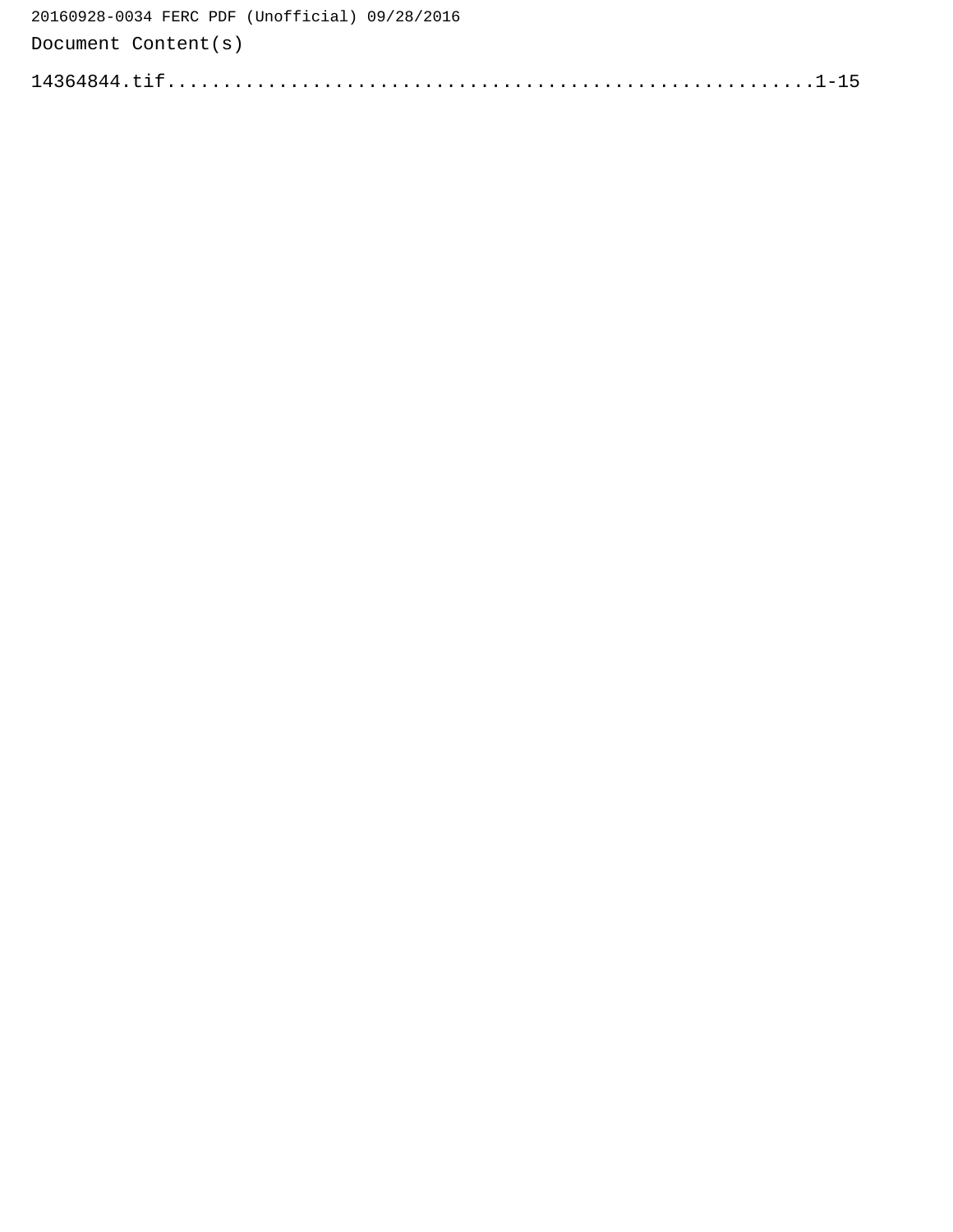Document Content(s)

14364844.tif......................................................1-15